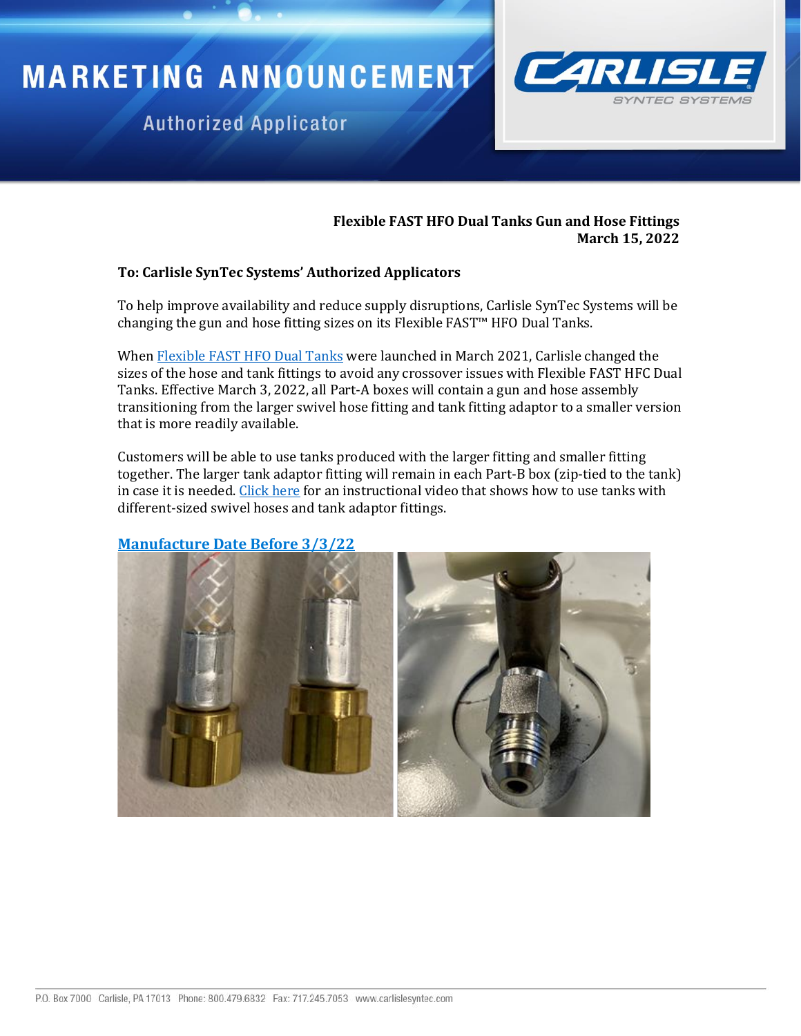# MARKETING ANNOUNCEMENT

Authorized Applicator

CARLISLE SYNTEC SYSTEMS

**Flexible FAST HFO Dual Tanks Gun and Hose Fittings**
**March 15, 2022**

**To: Carlisle SynTec Systems' Authorized Applicators**

To help improve availability and reduce supply disruptions, Carlisle SynTec Systems will be changing the gun and hose fitting sizes on its Flexible FAST™ HFO Dual Tanks.

When Flexible FAST HFO Dual Tanks were launched in March 2021, Carlisle changed the sizes of the hose and tank fittings to avoid any crossover issues with Flexible FAST HFC Dual Tanks. Effective March 3, 2022, all Part-A boxes will contain a gun and hose assembly transitioning from the larger swivel hose fitting and tank fitting adaptor to a smaller version that is more readily available.

Customers will be able to use tanks produced with the larger fitting and smaller fitting together. The larger tank adaptor fitting will remain in each Part-B box (zip-tied to the tank) in case it is needed. Click here for an instructional video that shows how to use tanks with different-sized swivel hoses and tank adaptor fittings.

**Manufacture Date Before 3/3/22**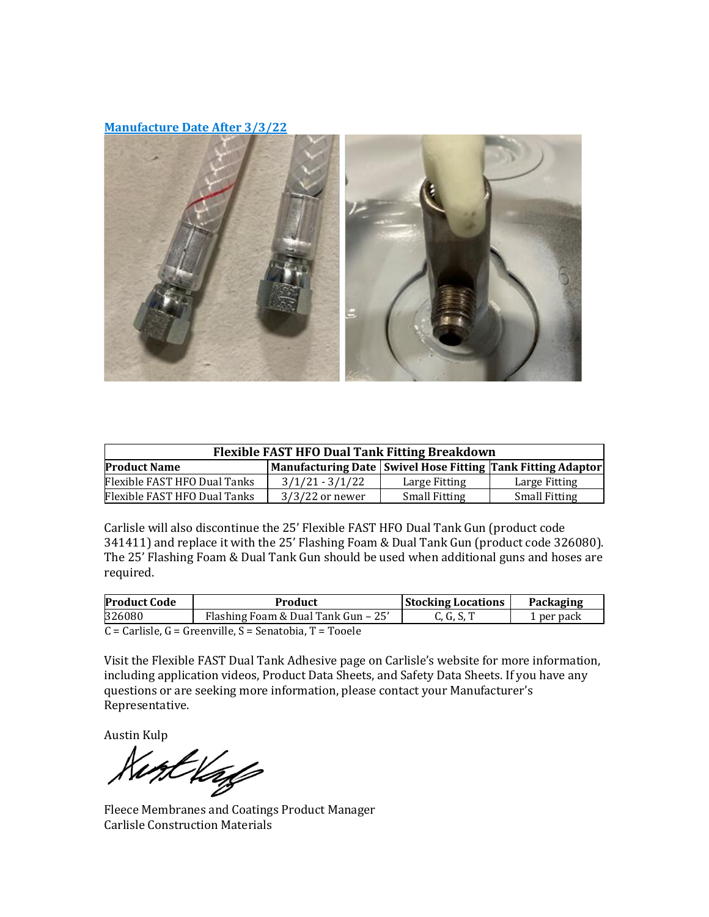[Manufacture Date After 3/3/22](#)

| Flexible FAST HFO Dual Tank Fitting Breakdown | | | |
|---|---|---|---|
| **Product Name** | **Manufacturing Date** | **Swivel Hose Fitting** | **Tank Fitting Adaptor** |
| Flexible FAST HFO Dual Tanks | 3/1/21 - 3/1/22 | Large Fitting | Large Fitting |
| Flexible FAST HFO Dual Tanks | 3/3/22 or newer | Small Fitting | Small Fitting |

Carlisle will also discontinue the 25’ Flexible FAST HFO Dual Tank Gun (product code 341411) and replace it with the 25’ Flashing Foam & Dual Tank Gun (product code 326080). The 25’ Flashing Foam & Dual Tank Gun should be used when additional guns and hoses are required.

| Product Code | Product | Stocking Locations | Packaging |
|---|---|---|---|
| 326080 | Flashing Foam & Dual Tank Gun – 25’ | C, G, S, T | 1 per pack |

C = Carlisle, G = Greenville, S = Senatobia, T = Tooele

Visit the Flexible FAST Dual Tank Adhesive page on Carlisle’s website for more information, including application videos, Product Data Sheets, and Safety Data Sheets. If you have any questions or are seeking more information, please contact your Manufacturer’s Representative.

Austin Kulp

Fleece Membranes and Coatings Product Manager
Carlisle Construction Materials